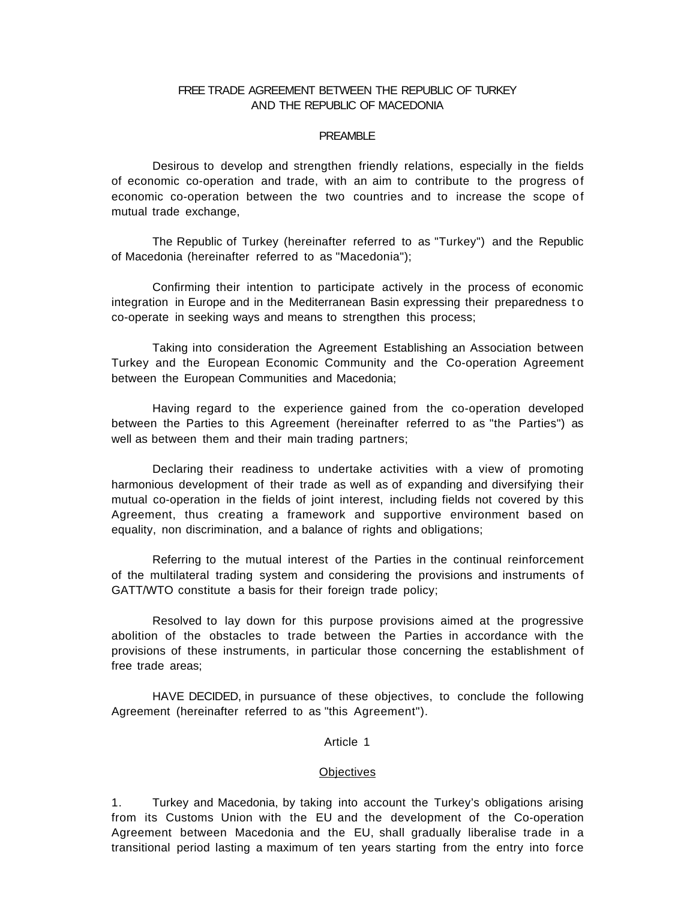# FREE TRADE AGREEMENT BETWEEN THE REPUBLIC OF TURKEY AND THE REPUBLIC OF MACEDONIA

## PREAMBLE

Desirous to develop and strengthen friendly relations, especially in the fields of economic co-operation and trade, with an aim to contribute to the progress of economic co-operation between the two countries and to increase the scope of mutual trade exchange,

The Republic of Turkey (hereinafter referred to as "Turkey") and the Republic of Macedonia (hereinafter referred to as "Macedonia");

Confirming their intention to participate actively in the process of economic integration in Europe and in the Mediterranean Basin expressing their preparedness to co-operate in seeking ways and means to strengthen this process;

Taking into consideration the Agreement Establishing an Association between Turkey and the European Economic Community and the Co-operation Agreement between the European Communities and Macedonia;

Having regard to the experience gained from the co-operation developed between the Parties to this Agreement (hereinafter referred to as "the Parties") as well as between them and their main trading partners;

Declaring their readiness to undertake activities with a view of promoting harmonious development of their trade as well as of expanding and diversifying their mutual co-operation in the fields of joint interest, including fields not covered by this Agreement, thus creating a framework and supportive environment based on equality, non discrimination, and a balance of rights and obligations;

Referring to the mutual interest of the Parties in the continual reinforcement of the multilateral trading system and considering the provisions and instruments of GATT/WTO constitute a basis for their foreign trade policy;

Resolved to lay down for this purpose provisions aimed at the progressive abolition of the obstacles to trade between the Parties in accordance with the provisions of these instruments, in particular those concerning the establishment of free trade areas;

HAVE DECIDED, in pursuance of these objectives, to conclude the following Agreement (hereinafter referred to as "this Agreement").

### Article 1

#### Objectives

1. Turkey and Macedonia, by taking into account the Turkey's obligations arising from its Customs Union with the EU and the development of the Co-operation Agreement between Macedonia and the EU, shall gradually liberalise trade in a transitional period lasting a maximum of ten years starting from the entry into force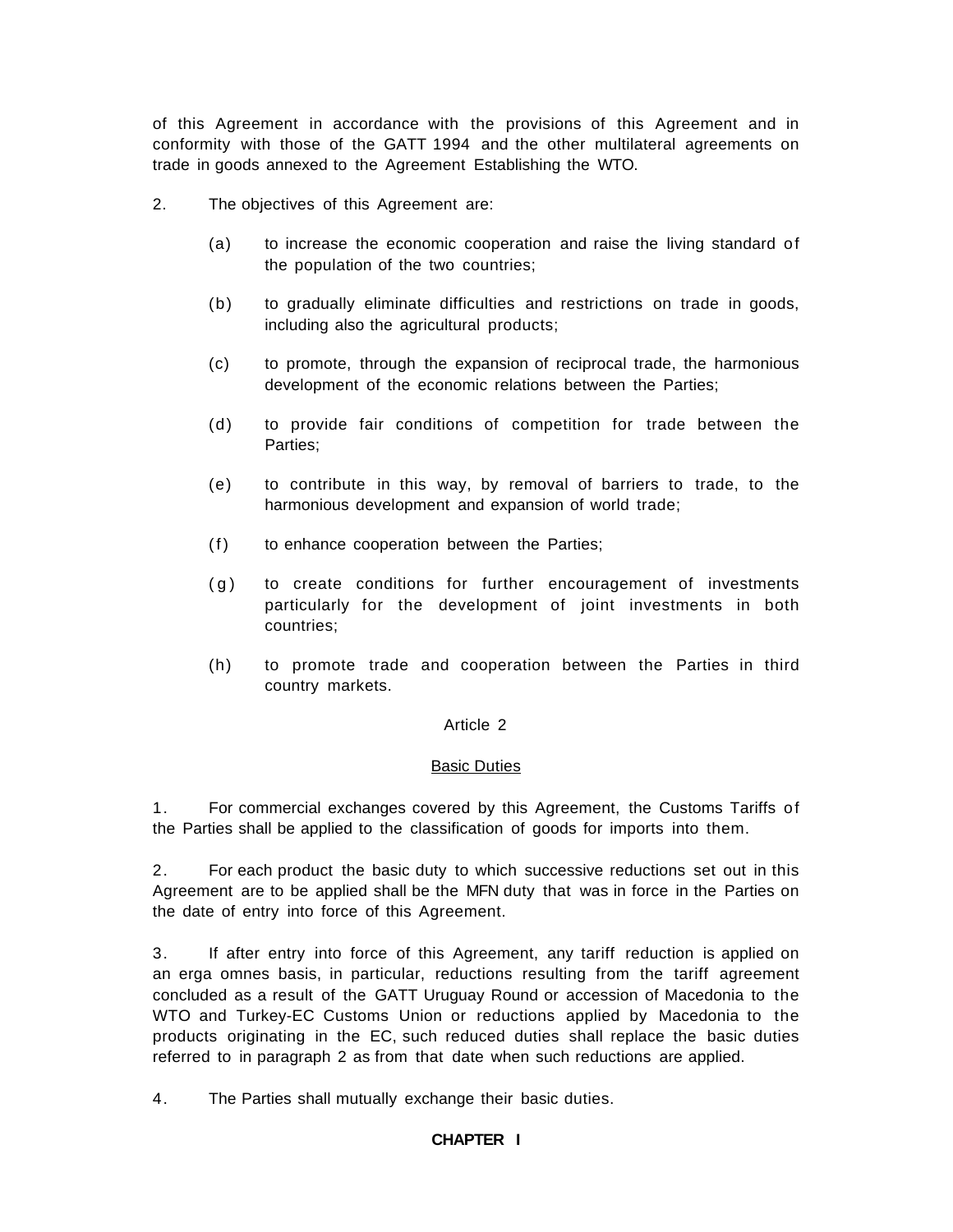of this Agreement in accordance with the provisions of this Agreement and in conformity with those of the GATT 1994 and the other multilateral agreements on trade in goods annexed to the Agreement Establishing the WTO.

2. The objectives of this Agreement are:

(a) to increase the economic cooperation and raise the living standard of the population of the two countries;

(b) to gradually eliminate difficulties and restrictions on trade in goods, including also the agricultural products;

(c) to promote, through the expansion of reciprocal trade, the harmonious development of the economic relations between the Parties;

(d) to provide fair conditions of competition for trade between the Parties;

(e) to contribute in this way, by removal of barriers to trade, to the harmonious development and expansion of world trade;

(f) to enhance cooperation between the Parties;

(g) to create conditions for further encouragement of investments particularly for the development of joint investments in both countries;

(h) to promote trade and cooperation between the Parties in third country markets.

Article 2

Basic Duties

1. For commercial exchanges covered by this Agreement, the Customs Tariffs of the Parties shall be applied to the classification of goods for imports into them.

2. For each product the basic duty to which successive reductions set out in this Agreement are to be applied shall be the MFN duty that was in force in the Parties on the date of entry into force of this Agreement.

3. If after entry into force of this Agreement, any tariff reduction is applied on an erga omnes basis, in particular, reductions resulting from the tariff agreement concluded as a result of the GATT Uruguay Round or accession of Macedonia to the WTO and Turkey-EC Customs Union or reductions applied by Macedonia to the products originating in the EC, such reduced duties shall replace the basic duties referred to in paragraph 2 as from that date when such reductions are applied.

4. The Parties shall mutually exchange their basic duties.

**CHAPTER I**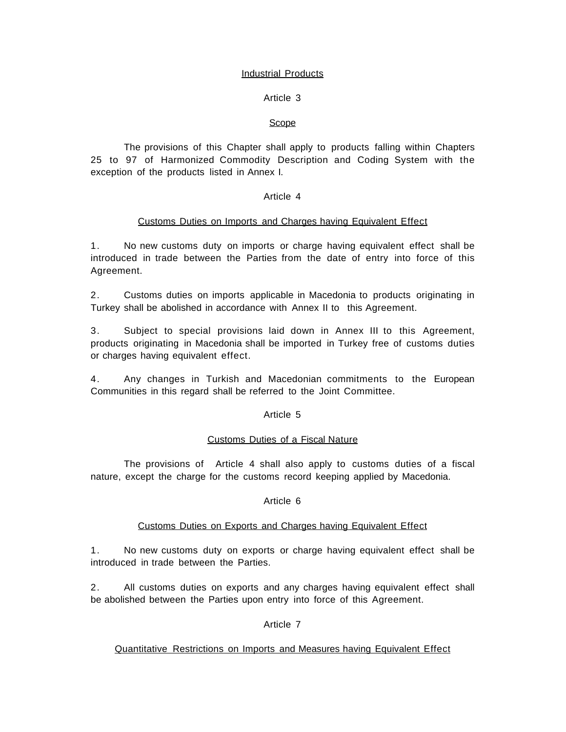Industrial Products

Article 3

Scope

The provisions of this Chapter shall apply to products falling within Chapters 25 to 97 of Harmonized Commodity Description and Coding System with the exception of the products listed in Annex I.

Article 4

Customs Duties on Imports and Charges having Equivalent Effect

1. No new customs duty on imports or charge having equivalent effect shall be introduced in trade between the Parties from the date of entry into force of this Agreement.

2. Customs duties on imports applicable in Macedonia to products originating in Turkey shall be abolished in accordance with Annex II to this Agreement.

3. Subject to special provisions laid down in Annex III to this Agreement, products originating in Macedonia shall be imported in Turkey free of customs duties or charges having equivalent effect.

4. Any changes in Turkish and Macedonian commitments to the European Communities in this regard shall be referred to the Joint Committee.

Article 5

Customs Duties of a Fiscal Nature

The provisions of Article 4 shall also apply to customs duties of a fiscal nature, except the charge for the customs record keeping applied by Macedonia.

Article 6

Customs Duties on Exports and Charges having Equivalent Effect

1. No new customs duty on exports or charge having equivalent effect shall be introduced in trade between the Parties.

2. All customs duties on exports and any charges having equivalent effect shall be abolished between the Parties upon entry into force of this Agreement.

Article 7

Quantitative Restrictions on Imports and Measures having Equivalent Effect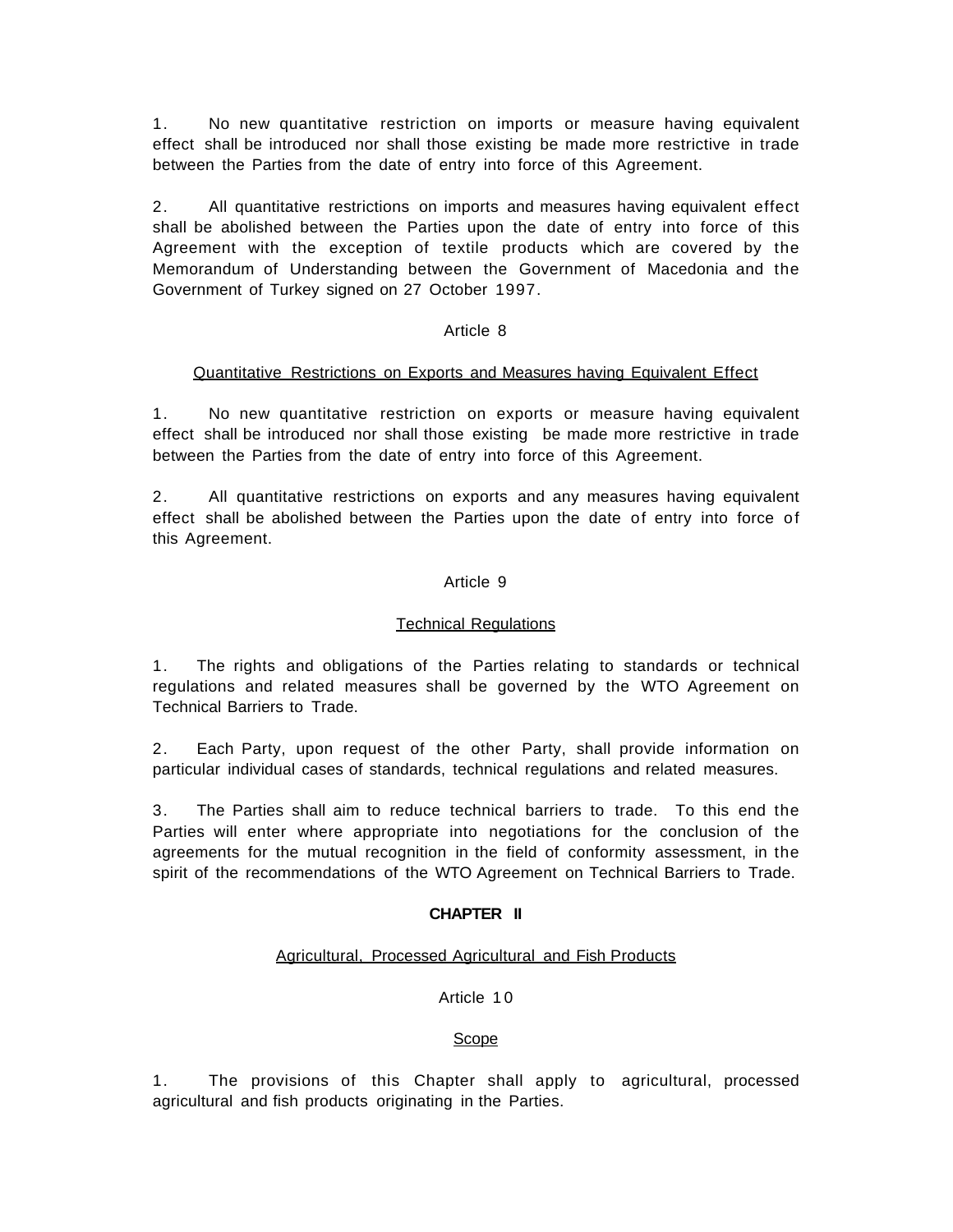1. No new quantitative restriction on imports or measure having equivalent effect shall be introduced nor shall those existing be made more restrictive in trade between the Parties from the date of entry into force of this Agreement.

2. All quantitative restrictions on imports and measures having equivalent effect shall be abolished between the Parties upon the date of entry into force of this Agreement with the exception of textile products which are covered by the Memorandum of Understanding between the Government of Macedonia and the Government of Turkey signed on 27 October 1997.

Article 8

Quantitative Restrictions on Exports and Measures having Equivalent Effect

1. No new quantitative restriction on exports or measure having equivalent effect shall be introduced nor shall those existing be made more restrictive in trade between the Parties from the date of entry into force of this Agreement.

2. All quantitative restrictions on exports and any measures having equivalent effect shall be abolished between the Parties upon the date of entry into force of this Agreement.

Article 9

Technical Regulations

1. The rights and obligations of the Parties relating to standards or technical regulations and related measures shall be governed by the WTO Agreement on Technical Barriers to Trade.

2. Each Party, upon request of the other Party, shall provide information on particular individual cases of standards, technical regulations and related measures.

3. The Parties shall aim to reduce technical barriers to trade. To this end the Parties will enter where appropriate into negotiations for the conclusion of the agreements for the mutual recognition in the field of conformity assessment, in the spirit of the recommendations of the WTO Agreement on Technical Barriers to Trade.

**CHAPTER II**

Agricultural, Processed Agricultural and Fish Products

Article 10

Scope

1. The provisions of this Chapter shall apply to agricultural, processed agricultural and fish products originating in the Parties.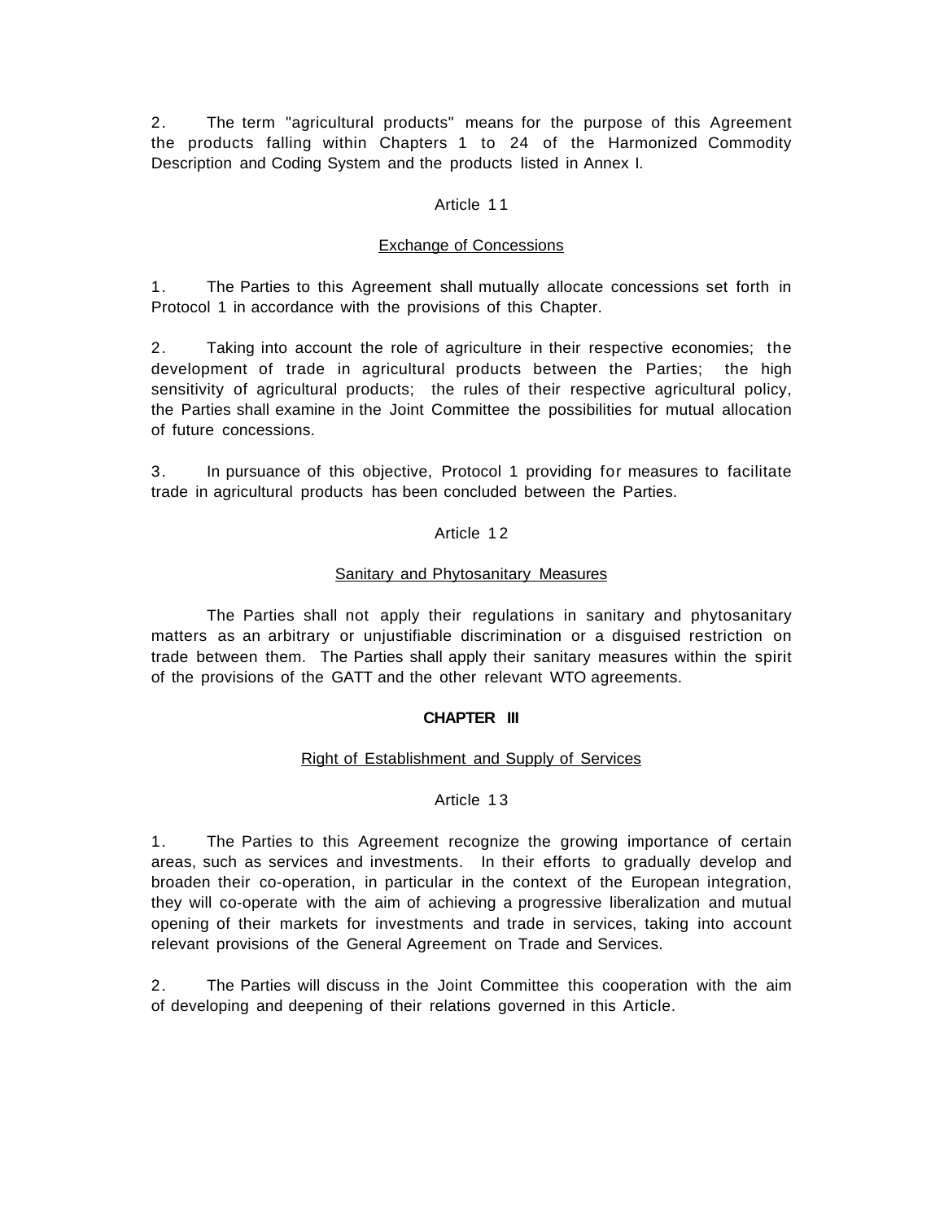2. The term "agricultural products" means for the purpose of this Agreement the products falling within Chapters 1 to 24 of the Harmonized Commodity Description and Coding System and the products listed in Annex I.

Article 11

Exchange of Concessions

1. The Parties to this Agreement shall mutually allocate concessions set forth in Protocol 1 in accordance with the provisions of this Chapter.

2. Taking into account the role of agriculture in their respective economies; the development of trade in agricultural products between the Parties; the high sensitivity of agricultural products; the rules of their respective agricultural policy, the Parties shall examine in the Joint Committee the possibilities for mutual allocation of future concessions.

3. In pursuance of this objective, Protocol 1 providing for measures to facilitate trade in agricultural products has been concluded between the Parties.

Article 12

Sanitary and Phytosanitary Measures

The Parties shall not apply their regulations in sanitary and phytosanitary matters as an arbitrary or unjustifiable discrimination or a disguised restriction on trade between them. The Parties shall apply their sanitary measures within the spirit of the provisions of the GATT and the other relevant WTO agreements.

**CHAPTER III**

Right of Establishment and Supply of Services

Article 13

1. The Parties to this Agreement recognize the growing importance of certain areas, such as services and investments. In their efforts to gradually develop and broaden their co-operation, in particular in the context of the European integration, they will co-operate with the aim of achieving a progressive liberalization and mutual opening of their markets for investments and trade in services, taking into account relevant provisions of the General Agreement on Trade and Services.

2. The Parties will discuss in the Joint Committee this cooperation with the aim of developing and deepening of their relations governed in this Article.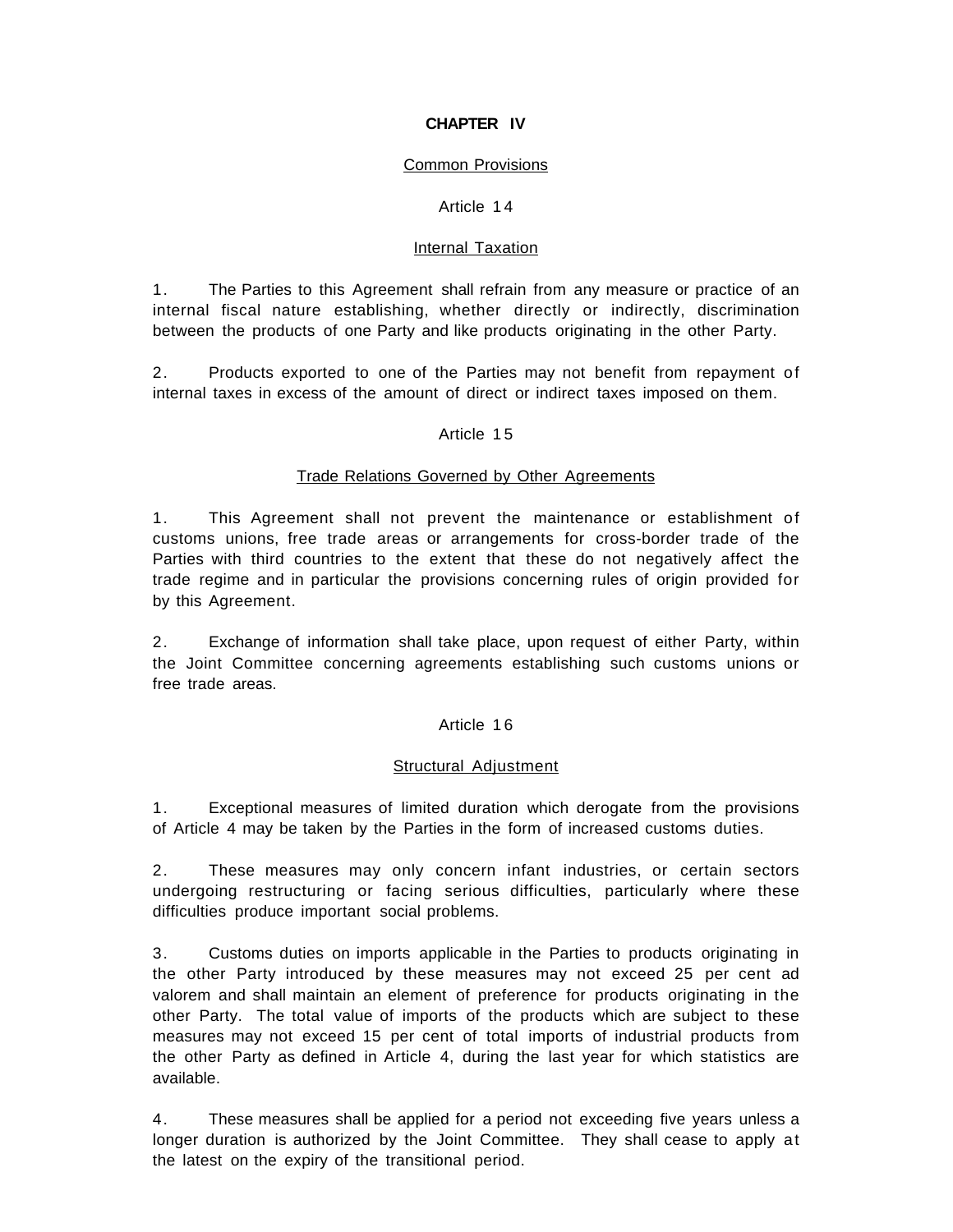## CHAPTER IV

### Common Provisions

#### Article 14

#### Internal Taxation

1. The Parties to this Agreement shall refrain from any measure or practice of an internal fiscal nature establishing, whether directly or indirectly, discrimination between the products of one Party and like products originating in the other Party.

2. Products exported to one of the Parties may not benefit from repayment of internal taxes in excess of the amount of direct or indirect taxes imposed on them.

#### Article 15

#### Trade Relations Governed by Other Agreements

1. This Agreement shall not prevent the maintenance or establishment of customs unions, free trade areas or arrangements for cross-border trade of the Parties with third countries to the extent that these do not negatively affect the trade regime and in particular the provisions concerning rules of origin provided for by this Agreement.

2. Exchange of information shall take place, upon request of either Party, within the Joint Committee concerning agreements establishing such customs unions or free trade areas.

#### Article 16

#### Structural Adjustment

1. Exceptional measures of limited duration which derogate from the provisions of Article 4 may be taken by the Parties in the form of increased customs duties.

2. These measures may only concern infant industries, or certain sectors undergoing restructuring or facing serious difficulties, particularly where these difficulties produce important social problems.

3. Customs duties on imports applicable in the Parties to products originating in the other Party introduced by these measures may not exceed 25 per cent ad valorem and shall maintain an element of preference for products originating in the other Party. The total value of imports of the products which are subject to these measures may not exceed 15 per cent of total imports of industrial products from the other Party as defined in Article 4, during the last year for which statistics are available.

4. These measures shall be applied for a period not exceeding five years unless a longer duration is authorized by the Joint Committee. They shall cease to apply at the latest on the expiry of the transitional period.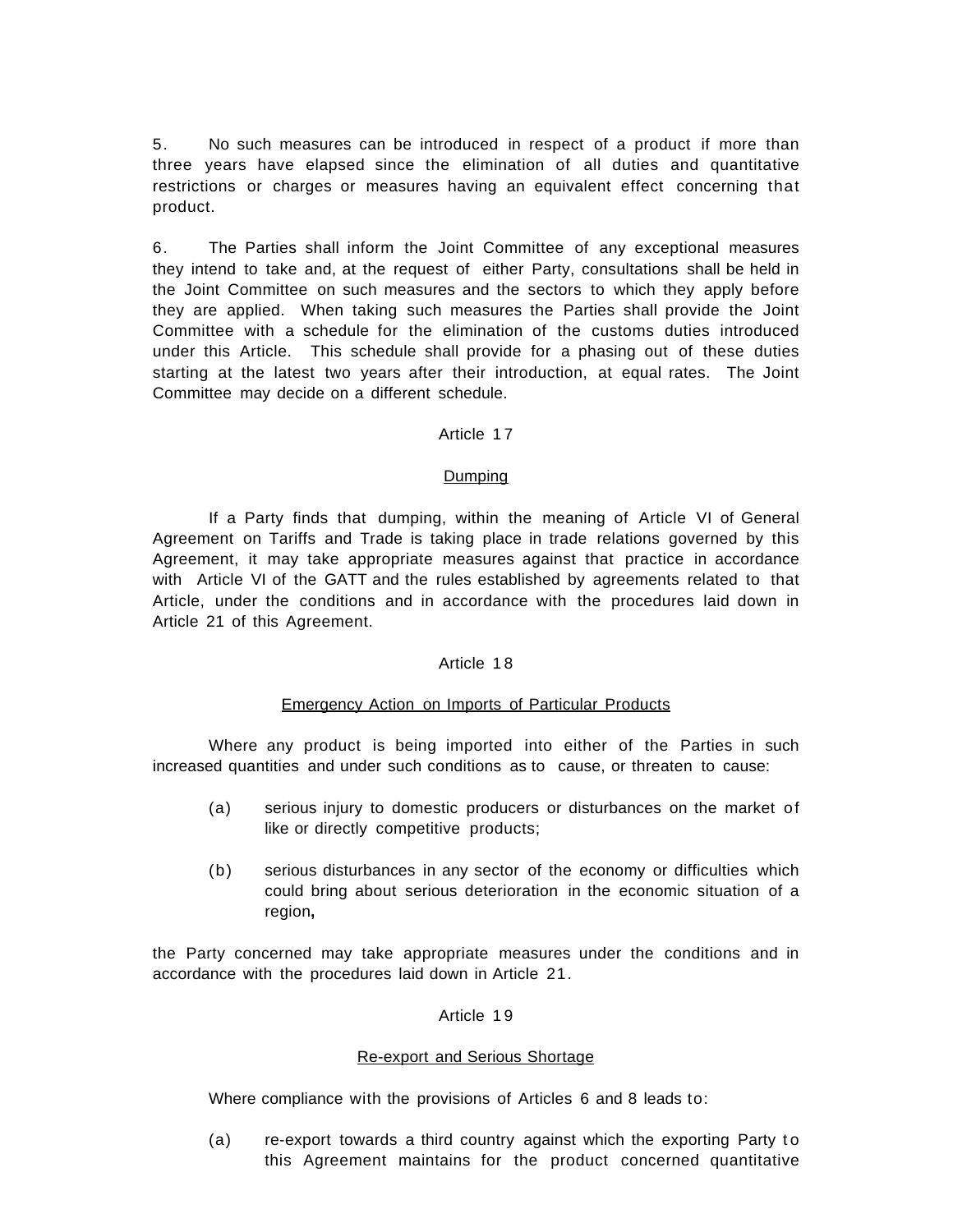5. No such measures can be introduced in respect of a product if more than three years have elapsed since the elimination of all duties and quantitative restrictions or charges or measures having an equivalent effect concerning that product.

6. The Parties shall inform the Joint Committee of any exceptional measures they intend to take and, at the request of either Party, consultations shall be held in the Joint Committee on such measures and the sectors to which they apply before they are applied. When taking such measures the Parties shall provide the Joint Committee with a schedule for the elimination of the customs duties introduced under this Article. This schedule shall provide for a phasing out of these duties starting at the latest two years after their introduction, at equal rates. The Joint Committee may decide on a different schedule.

Article 17

Dumping

If a Party finds that dumping, within the meaning of Article VI of General Agreement on Tariffs and Trade is taking place in trade relations governed by this Agreement, it may take appropriate measures against that practice in accordance with Article VI of the GATT and the rules established by agreements related to that Article, under the conditions and in accordance with the procedures laid down in Article 21 of this Agreement.

Article 18

Emergency Action on Imports of Particular Products

Where any product is being imported into either of the Parties in such increased quantities and under such conditions as to cause, or threaten to cause:

(a) serious injury to domestic producers or disturbances on the market of like or directly competitive products;

(b) serious disturbances in any sector of the economy or difficulties which could bring about serious deterioration in the economic situation of a region,

the Party concerned may take appropriate measures under the conditions and in accordance with the procedures laid down in Article 21.

Article 19

Re-export and Serious Shortage

Where compliance with the provisions of Articles 6 and 8 leads to:

(a) re-export towards a third country against which the exporting Party to this Agreement maintains for the product concerned quantitative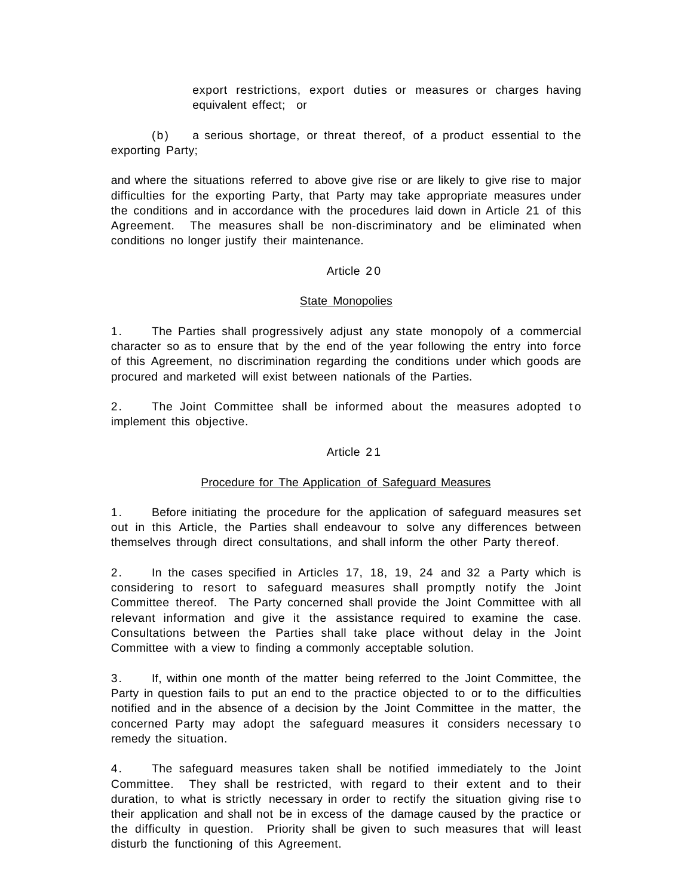export restrictions, export duties or measures or charges having equivalent effect; or

(b) a serious shortage, or threat thereof, of a product essential to the exporting Party;

and where the situations referred to above give rise or are likely to give rise to major difficulties for the exporting Party, that Party may take appropriate measures under the conditions and in accordance with the procedures laid down in Article 21 of this Agreement. The measures shall be non-discriminatory and be eliminated when conditions no longer justify their maintenance.

Article 20

State Monopolies

1. The Parties shall progressively adjust any state monopoly of a commercial character so as to ensure that by the end of the year following the entry into force of this Agreement, no discrimination regarding the conditions under which goods are procured and marketed will exist between nationals of the Parties.

2. The Joint Committee shall be informed about the measures adopted to implement this objective.

Article 21

Procedure for The Application of Safeguard Measures

1. Before initiating the procedure for the application of safeguard measures set out in this Article, the Parties shall endeavour to solve any differences between themselves through direct consultations, and shall inform the other Party thereof.

2. In the cases specified in Articles 17, 18, 19, 24 and 32 a Party which is considering to resort to safeguard measures shall promptly notify the Joint Committee thereof. The Party concerned shall provide the Joint Committee with all relevant information and give it the assistance required to examine the case. Consultations between the Parties shall take place without delay in the Joint Committee with a view to finding a commonly acceptable solution.

3. If, within one month of the matter being referred to the Joint Committee, the Party in question fails to put an end to the practice objected to or to the difficulties notified and in the absence of a decision by the Joint Committee in the matter, the concerned Party may adopt the safeguard measures it considers necessary to remedy the situation.

4. The safeguard measures taken shall be notified immediately to the Joint Committee. They shall be restricted, with regard to their extent and to their duration, to what is strictly necessary in order to rectify the situation giving rise to their application and shall not be in excess of the damage caused by the practice or the difficulty in question. Priority shall be given to such measures that will least disturb the functioning of this Agreement.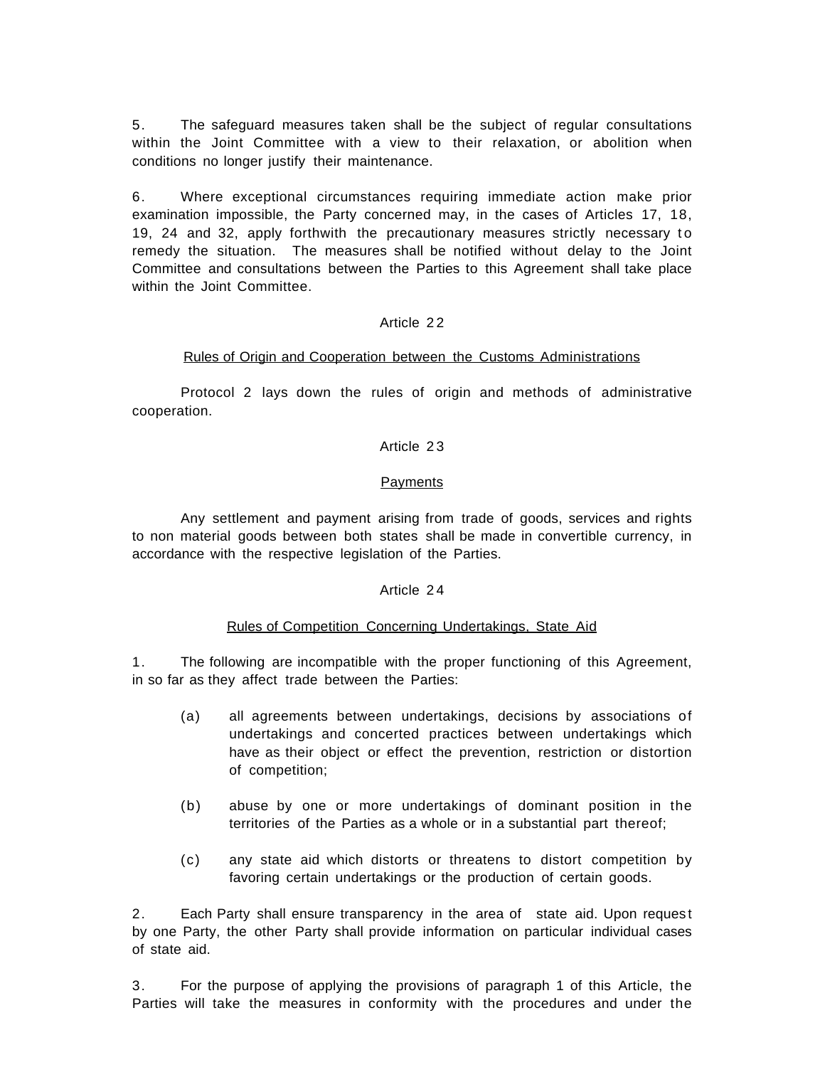5. The safeguard measures taken shall be the subject of regular consultations within the Joint Committee with a view to their relaxation, or abolition when conditions no longer justify their maintenance.

6. Where exceptional circumstances requiring immediate action make prior examination impossible, the Party concerned may, in the cases of Articles 17, 18, 19, 24 and 32, apply forthwith the precautionary measures strictly necessary to remedy the situation. The measures shall be notified without delay to the Joint Committee and consultations between the Parties to this Agreement shall take place within the Joint Committee.

## Article 22

### Rules of Origin and Cooperation between the Customs Administrations

Protocol 2 lays down the rules of origin and methods of administrative cooperation.

## Article 23

### Payments

Any settlement and payment arising from trade of goods, services and rights to non material goods between both states shall be made in convertible currency, in accordance with the respective legislation of the Parties.

## Article 24

### Rules of Competition Concerning Undertakings, State Aid

1. The following are incompatible with the proper functioning of this Agreement, in so far as they affect trade between the Parties:

   (a) all agreements between undertakings, decisions by associations of undertakings and concerted practices between undertakings which have as their object or effect the prevention, restriction or distortion of competition;

   (b) abuse by one or more undertakings of dominant position in the territories of the Parties as a whole or in a substantial part thereof;

   (c) any state aid which distorts or threatens to distort competition by favoring certain undertakings or the production of certain goods.

2. Each Party shall ensure transparency in the area of state aid. Upon request by one Party, the other Party shall provide information on particular individual cases of state aid.

3. For the purpose of applying the provisions of paragraph 1 of this Article, the Parties will take the measures in conformity with the procedures and under the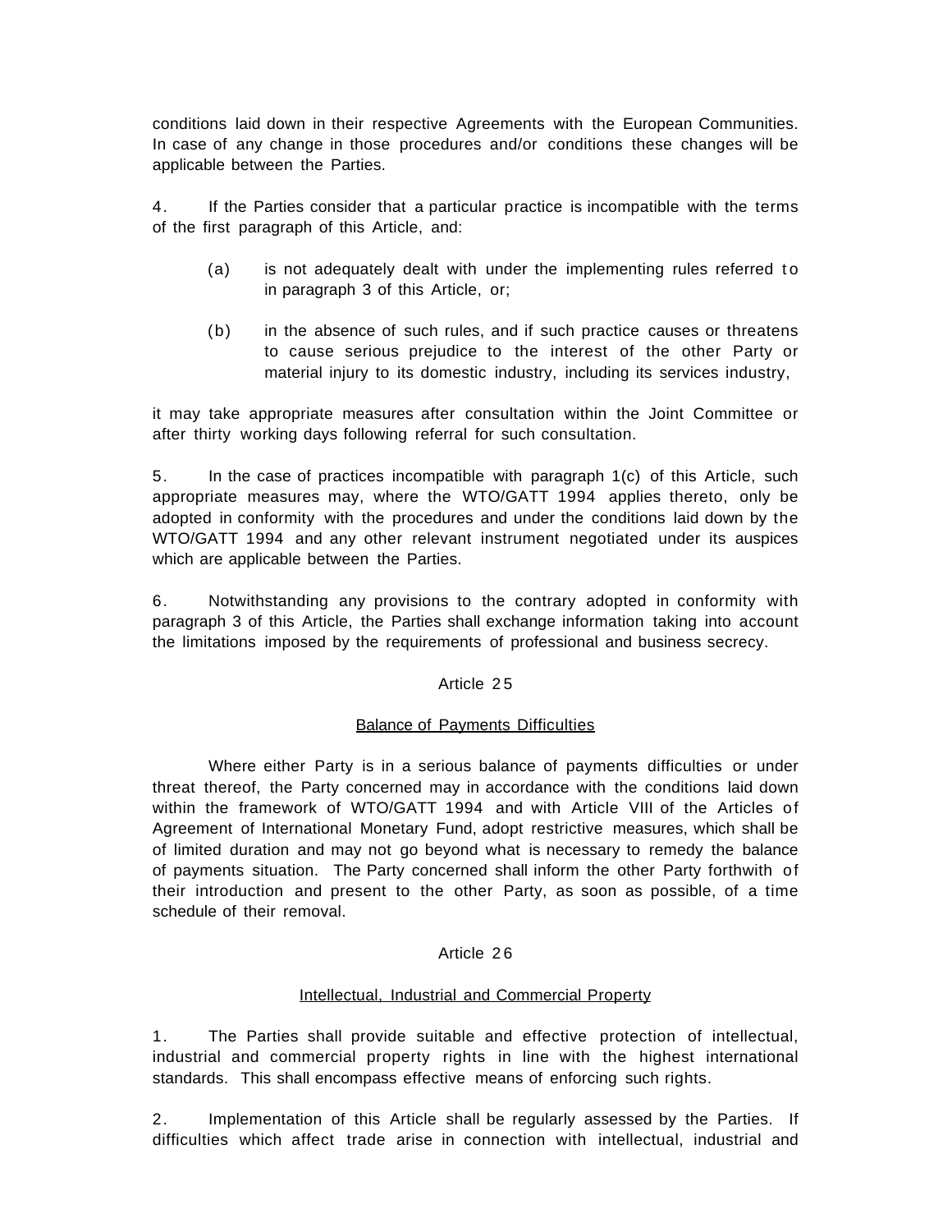conditions laid down in their respective Agreements with the European Communities. In case of any change in those procedures and/or conditions these changes will be applicable between the Parties.

4. If the Parties consider that a particular practice is incompatible with the terms of the first paragraph of this Article, and:

(a) is not adequately dealt with under the implementing rules referred to in paragraph 3 of this Article, or;

(b) in the absence of such rules, and if such practice causes or threatens to cause serious prejudice to the interest of the other Party or material injury to its domestic industry, including its services industry,

it may take appropriate measures after consultation within the Joint Committee or after thirty working days following referral for such consultation.

5. In the case of practices incompatible with paragraph 1(c) of this Article, such appropriate measures may, where the WTO/GATT 1994 applies thereto, only be adopted in conformity with the procedures and under the conditions laid down by the WTO/GATT 1994 and any other relevant instrument negotiated under its auspices which are applicable between the Parties.

6. Notwithstanding any provisions to the contrary adopted in conformity with paragraph 3 of this Article, the Parties shall exchange information taking into account the limitations imposed by the requirements of professional and business secrecy.

Article 25

Balance of Payments Difficulties

Where either Party is in a serious balance of payments difficulties or under threat thereof, the Party concerned may in accordance with the conditions laid down within the framework of WTO/GATT 1994 and with Article VIII of the Articles of Agreement of International Monetary Fund, adopt restrictive measures, which shall be of limited duration and may not go beyond what is necessary to remedy the balance of payments situation. The Party concerned shall inform the other Party forthwith of their introduction and present to the other Party, as soon as possible, of a time schedule of their removal.

Article 26

Intellectual, Industrial and Commercial Property

1. The Parties shall provide suitable and effective protection of intellectual, industrial and commercial property rights in line with the highest international standards. This shall encompass effective means of enforcing such rights.

2. Implementation of this Article shall be regularly assessed by the Parties. If difficulties which affect trade arise in connection with intellectual, industrial and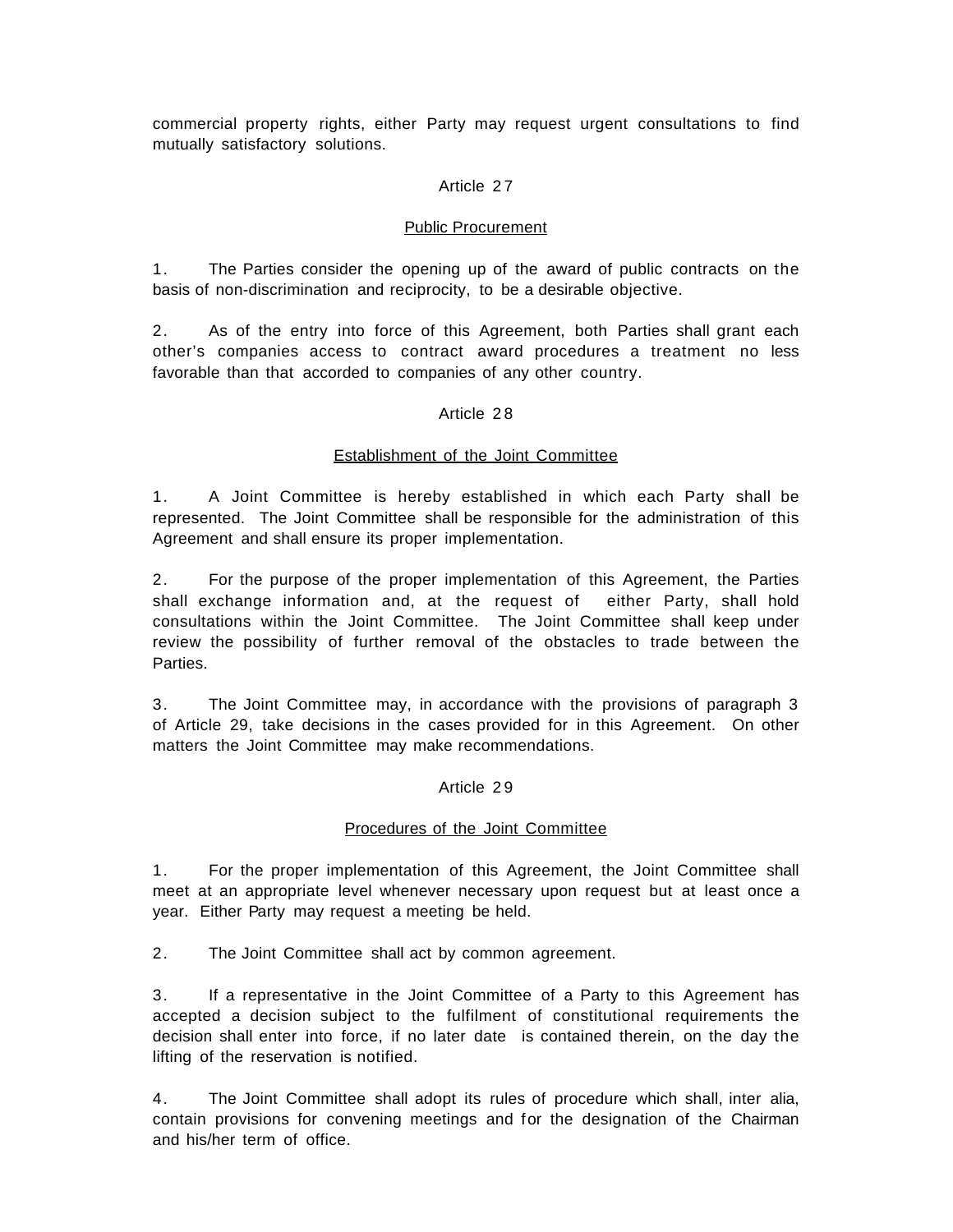commercial property rights, either Party may request urgent consultations to find mutually satisfactory solutions.

Article 27

Public Procurement

1. The Parties consider the opening up of the award of public contracts on the basis of non-discrimination and reciprocity, to be a desirable objective.

2. As of the entry into force of this Agreement, both Parties shall grant each other's companies access to contract award procedures a treatment no less favorable than that accorded to companies of any other country.

Article 28

Establishment of the Joint Committee

1. A Joint Committee is hereby established in which each Party shall be represented. The Joint Committee shall be responsible for the administration of this Agreement and shall ensure its proper implementation.

2. For the purpose of the proper implementation of this Agreement, the Parties shall exchange information and, at the request of either Party, shall hold consultations within the Joint Committee. The Joint Committee shall keep under review the possibility of further removal of the obstacles to trade between the Parties.

3. The Joint Committee may, in accordance with the provisions of paragraph 3 of Article 29, take decisions in the cases provided for in this Agreement. On other matters the Joint Committee may make recommendations.

Article 29

Procedures of the Joint Committee

1. For the proper implementation of this Agreement, the Joint Committee shall meet at an appropriate level whenever necessary upon request but at least once a year. Either Party may request a meeting be held.

2. The Joint Committee shall act by common agreement.

3. If a representative in the Joint Committee of a Party to this Agreement has accepted a decision subject to the fulfilment of constitutional requirements the decision shall enter into force, if no later date is contained therein, on the day the lifting of the reservation is notified.

4. The Joint Committee shall adopt its rules of procedure which shall, inter alia, contain provisions for convening meetings and for the designation of the Chairman and his/her term of office.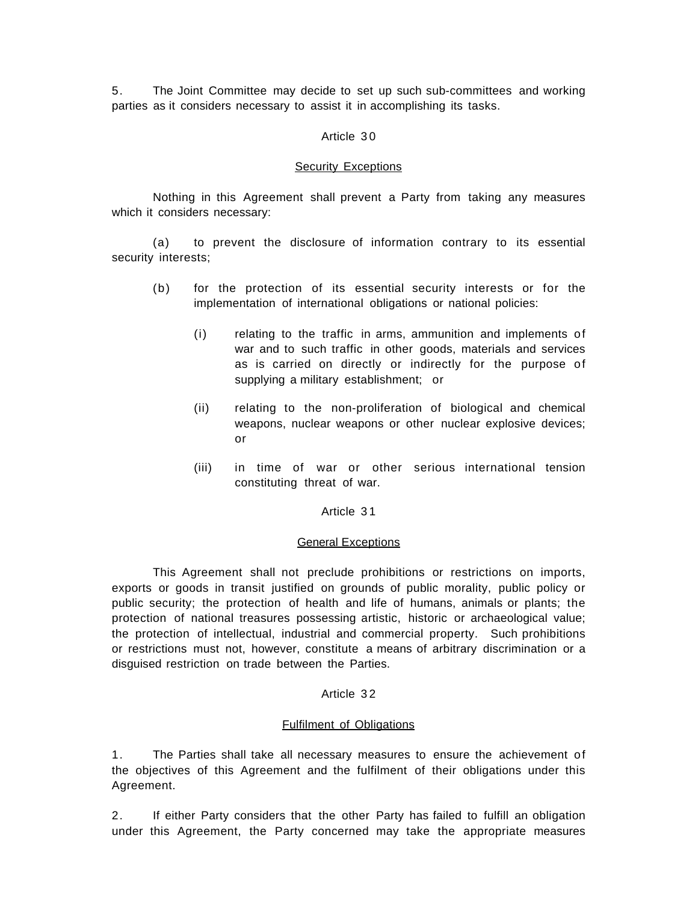5. The Joint Committee may decide to set up such sub-committees and working parties as it considers necessary to assist it in accomplishing its tasks.

Article 30

Security Exceptions

Nothing in this Agreement shall prevent a Party from taking any measures which it considers necessary:

(a) to prevent the disclosure of information contrary to its essential security interests;

(b) for the protection of its essential security interests or for the implementation of international obligations or national policies:

(i) relating to the traffic in arms, ammunition and implements of war and to such traffic in other goods, materials and services as is carried on directly or indirectly for the purpose of supplying a military establishment; or

(ii) relating to the non-proliferation of biological and chemical weapons, nuclear weapons or other nuclear explosive devices; or

(iii) in time of war or other serious international tension constituting threat of war.

Article 31

General Exceptions

This Agreement shall not preclude prohibitions or restrictions on imports, exports or goods in transit justified on grounds of public morality, public policy or public security; the protection of health and life of humans, animals or plants; the protection of national treasures possessing artistic, historic or archaeological value; the protection of intellectual, industrial and commercial property. Such prohibitions or restrictions must not, however, constitute a means of arbitrary discrimination or a disguised restriction on trade between the Parties.

Article 32

Fulfilment of Obligations

1. The Parties shall take all necessary measures to ensure the achievement of the objectives of this Agreement and the fulfilment of their obligations under this Agreement.

2. If either Party considers that the other Party has failed to fulfill an obligation under this Agreement, the Party concerned may take the appropriate measures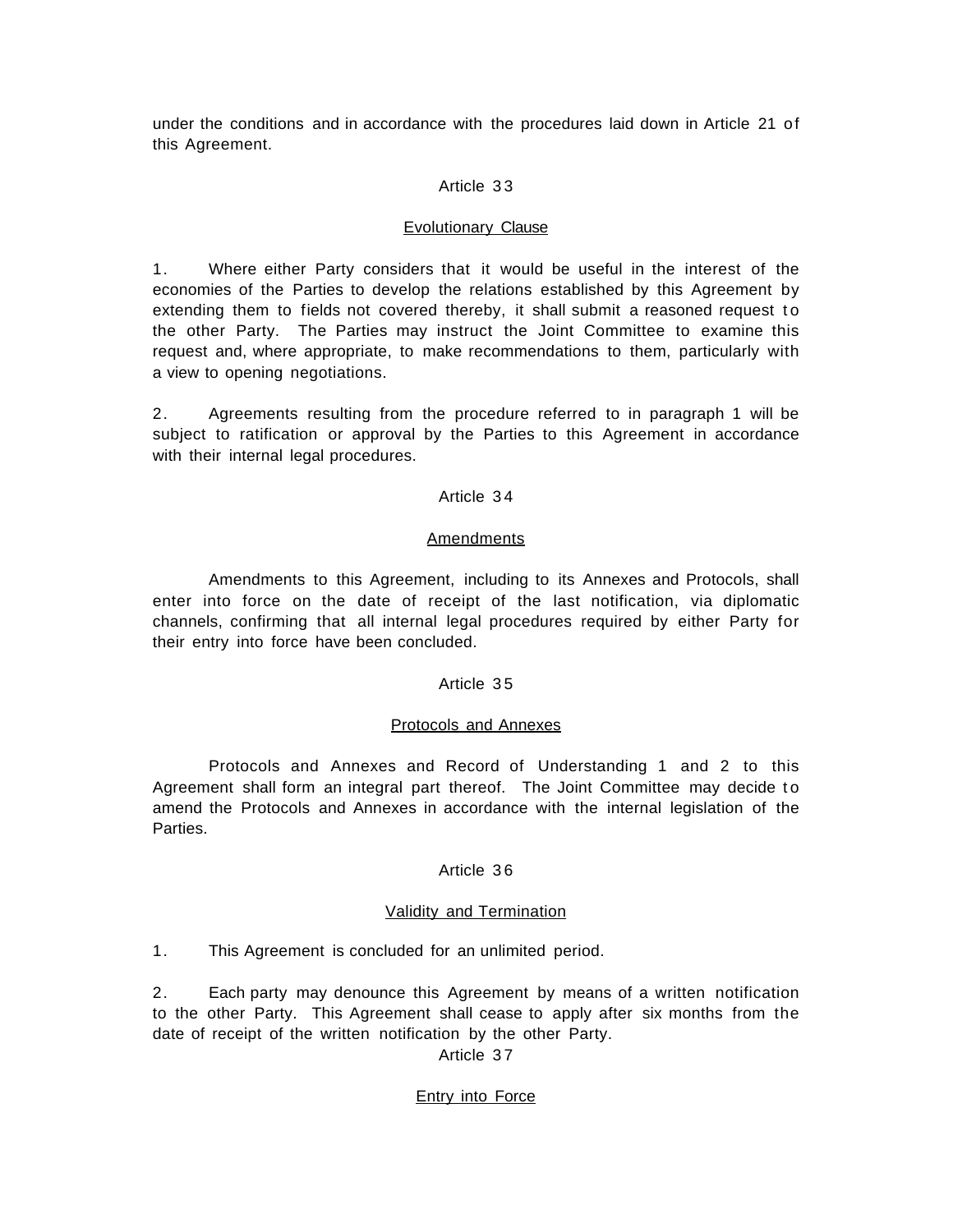under the conditions and in accordance with the procedures laid down in Article 21 of this Agreement.

Article 33

Evolutionary Clause

1. Where either Party considers that it would be useful in the interest of the economies of the Parties to develop the relations established by this Agreement by extending them to fields not covered thereby, it shall submit a reasoned request to the other Party. The Parties may instruct the Joint Committee to examine this request and, where appropriate, to make recommendations to them, particularly with a view to opening negotiations.

2. Agreements resulting from the procedure referred to in paragraph 1 will be subject to ratification or approval by the Parties to this Agreement in accordance with their internal legal procedures.

Article 34

Amendments

Amendments to this Agreement, including to its Annexes and Protocols, shall enter into force on the date of receipt of the last notification, via diplomatic channels, confirming that all internal legal procedures required by either Party for their entry into force have been concluded.

Article 35

Protocols and Annexes

Protocols and Annexes and Record of Understanding 1 and 2 to this Agreement shall form an integral part thereof. The Joint Committee may decide to amend the Protocols and Annexes in accordance with the internal legislation of the Parties.

Article 36

Validity and Termination

1. This Agreement is concluded for an unlimited period.

2. Each party may denounce this Agreement by means of a written notification to the other Party. This Agreement shall cease to apply after six months from the date of receipt of the written notification by the other Party.

Article 37

Entry into Force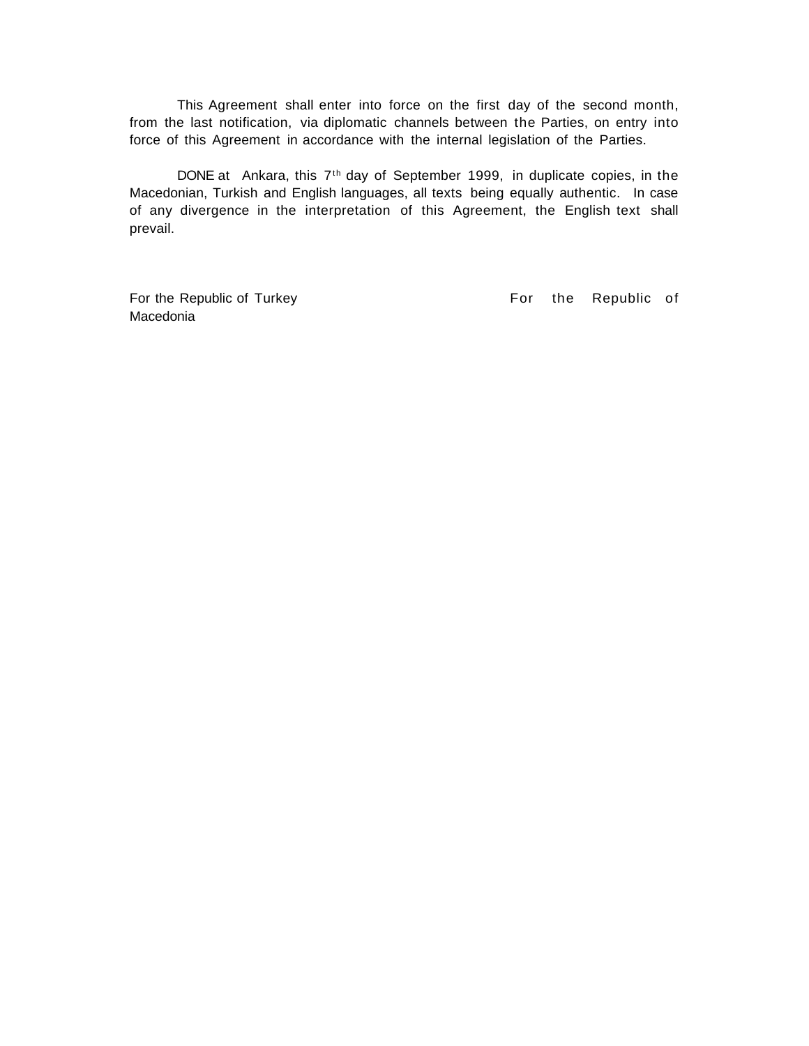This Agreement shall enter into force on the first day of the second month, from the last notification, via diplomatic channels between the Parties, on entry into force of this Agreement in accordance with the internal legislation of the Parties.

DONE at Ankara, this 7th day of September 1999, in duplicate copies, in the Macedonian, Turkish and English languages, all texts being equally authentic. In case of any divergence in the interpretation of this Agreement, the English text shall prevail.

| | |
|---|---|
| For the Republic of Turkey | For the Republic of Macedonia |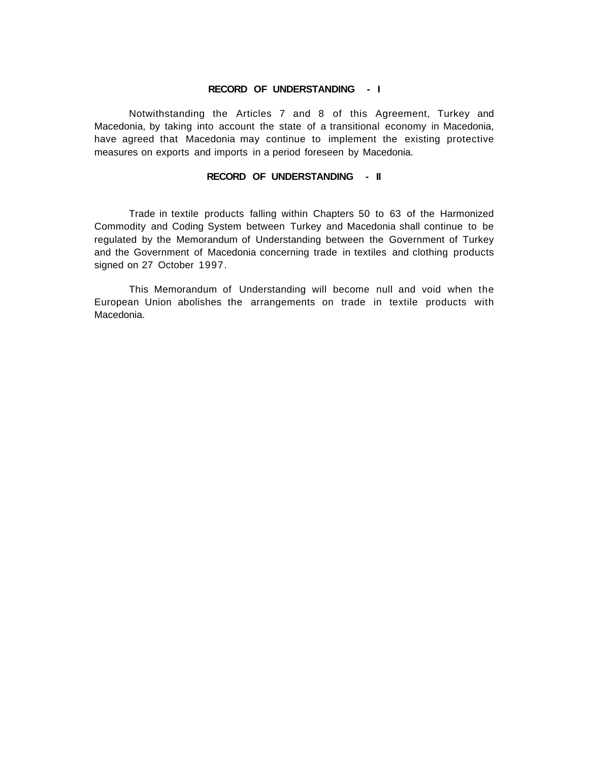## RECORD OF UNDERSTANDING - I

Notwithstanding the Articles 7 and 8 of this Agreement, Turkey and Macedonia, by taking into account the state of a transitional economy in Macedonia, have agreed that Macedonia may continue to implement the existing protective measures on exports and imports in a period foreseen by Macedonia.

## RECORD OF UNDERSTANDING - II

Trade in textile products falling within Chapters 50 to 63 of the Harmonized Commodity and Coding System between Turkey and Macedonia shall continue to be regulated by the Memorandum of Understanding between the Government of Turkey and the Government of Macedonia concerning trade in textiles and clothing products signed on 27 October 1997.

This Memorandum of Understanding will become null and void when the European Union abolishes the arrangements on trade in textile products with Macedonia.